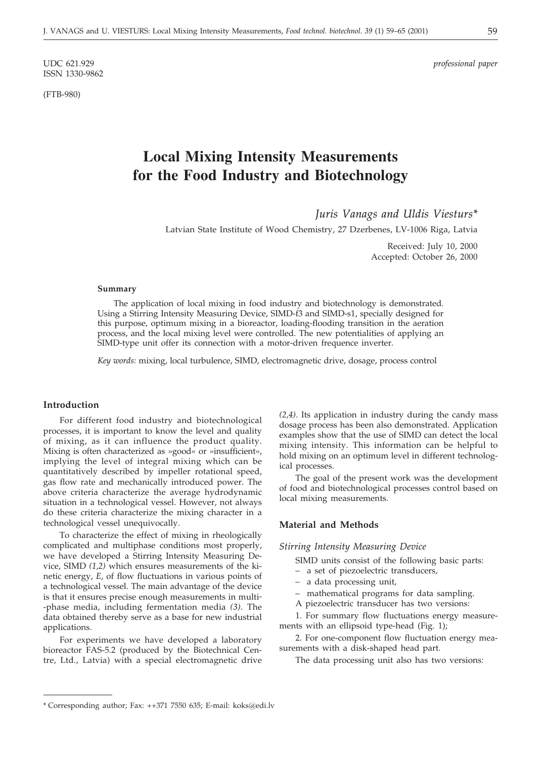UDC 621.929
ISSN 1330-9862

*professional paper*

(FTB-980)

# Local Mixing Intensity Measurements for the Food Industry and Biotechnology

*Juris Vanags and Uldis Viesturs\**

Latvian State Institute of Wood Chemistry, 27 Dzerbenes, LV-1006 Riga, Latvia

Received: July 10, 2000
Accepted: October 26, 2000

#### Summary

The application of local mixing in food industry and biotechnology is demonstrated. Using a Stirring Intensity Measuring Device, SIMD-f3 and SIMD-s1, specially designed for this purpose, optimum mixing in a bioreactor, loading-flooding transition in the aeration process, and the local mixing level were controlled. The new potentialities of applying an SIMD-type unit offer its connection with a motor-driven frequence inverter.

*Key words:* mixing, local turbulence, SIMD, electromagnetic drive, dosage, process control

## Introduction

For different food industry and biotechnological processes, it is important to know the level and quality of mixing, as it can influence the product quality. Mixing is often characterized as »good« or »insufficient«, implying the level of integral mixing which can be quantitatively described by impeller rotational speed, gas flow rate and mechanically introduced power. The above criteria characterize the average hydrodynamic situation in a technological vessel. However, not always do these criteria characterize the mixing character in a technological vessel unequivocally.

To characterize the effect of mixing in rheologically complicated and multiphase conditions most properly, we have developed a Stirring Intensity Measuring Device, SIMD *(1,2)* which ensures measurements of the kinetic energy, *E*, of flow fluctuations in various points of a technological vessel. The main advantage of the device is that it ensures precise enough measurements in multi-phase media, including fermentation media *(3)*. The data obtained thereby serve as a base for new industrial applications.

For experiments we have developed a laboratory bioreactor FAS-5.2 (produced by the Biotechnical Centre, Ltd., Latvia) with a special electromagnetic drive *(2,4)*. Its application in industry during the candy mass dosage process has been also demonstrated. Application examples show that the use of SIMD can detect the local mixing intensity. This information can be helpful to hold mixing on an optimum level in different technological processes.

The goal of the present work was the development of food and biotechnological processes control based on local mixing measurements.

## Material and Methods

### *Stirring Intensity Measuring Device*

SIMD units consist of the following basic parts:

- a set of piezoelectric transducers,
- a data processing unit,
- mathematical programs for data sampling.

A piezoelectric transducer has two versions:

1. For summary flow fluctuations energy measurements with an ellipsoid type-head (Fig. 1);

2. For one-component flow fluctuation energy measurements with a disk-shaped head part.

The data processing unit also has two versions:

\* Corresponding author; Fax: ++371 7550 635; E-mail: koks@edi.lv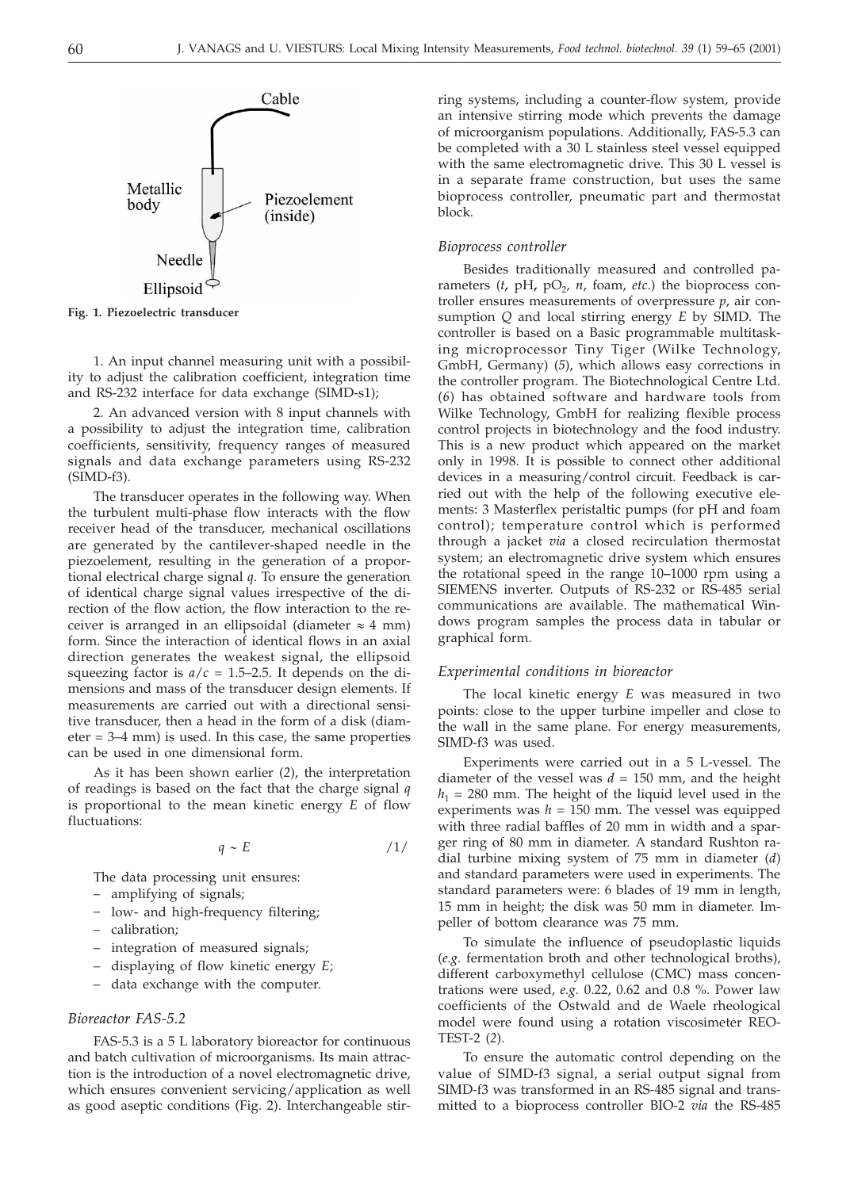Fig. 1. Piezoelectric transducer

1. An input channel measuring unit with a possibility to adjust the calibration coefficient, integration time and RS-232 interface for data exchange (SIMD-s1);

2. An advanced version with 8 input channels with a possibility to adjust the integration time, calibration coefficients, sensitivity, frequency ranges of measured signals and data exchange parameters using RS-232 (SIMD-f3).

The transducer operates in the following way. When the turbulent multi-phase flow interacts with the flow receiver head of the transducer, mechanical oscillations are generated by the cantilever-shaped needle in the piezoelement, resulting in the generation of a proportional electrical charge signal $q$. To ensure the generation of identical charge signal values irrespective of the direction of the flow action, the flow interaction to the receiver is arranged in an ellipsoidal (diameter $\approx$ 4 mm) form. Since the interaction of identical flows in an axial direction generates the weakest signal, the ellipsoid squeezing factor is $a/c$ = 1.5–2.5. It depends on the dimensions and mass of the transducer design elements. If measurements are carried out with a directional sensitive transducer, then a head in the form of a disk (diameter = 3–4 mm) is used. In this case, the same properties can be used in one dimensional form.

As it has been shown earlier (*2*), the interpretation of readings is based on the fact that the charge signal $q$ is proportional to the mean kinetic energy $E$ of flow fluctuations:

$$q \sim E \qquad /1/$$

The data processing unit ensures:

- amplifying of signals;
- low- and high-frequency filtering;
- calibration;
- integration of measured signals;
- displaying of flow kinetic energy $E$;
- data exchange with the computer.

### *Bioreactor FAS-5.2*

FAS-5.3 is a 5 L laboratory bioreactor for continuous and batch cultivation of microorganisms. Its main attraction is the introduction of a novel electromagnetic drive, which ensures convenient servicing/application as well as good aseptic conditions (Fig. 2). Interchangeable stirring systems, including a counter-flow system, provide an intensive stirring mode which prevents the damage of microorganism populations. Additionally, FAS-5.3 can be completed with a 30 L stainless steel vessel equipped with the same electromagnetic drive. This 30 L vessel is in a separate frame construction, but uses the same bioprocess controller, pneumatic part and thermostat block.

### *Bioprocess controller*

Besides traditionally measured and controlled parameters ($t$, pH, $pO_2$, $n$, foam, *etc.*) the bioprocess controller ensures measurements of overpressure $p$, air consumption $Q$ and local stirring energy $E$ by SIMD. The controller is based on a Basic programmable multitasking microprocessor Tiny Tiger (Wilke Technology, GmbH, Germany) (*5*), which allows easy corrections in the controller program. The Biotechnological Centre Ltd. (*6*) has obtained software and hardware tools from Wilke Technology, GmbH for realizing flexible process control projects in biotechnology and the food industry. This is a new product which appeared on the market only in 1998. It is possible to connect other additional devices in a measuring/control circuit. Feedback is carried out with the help of the following executive elements: 3 Masterflex peristaltic pumps (for pH and foam control); temperature control which is performed through a jacket *via* a closed recirculation thermostat system; an electromagnetic drive system which ensures the rotational speed in the range 10–1000 rpm using a SIEMENS inverter. Outputs of RS-232 or RS-485 serial communications are available. The mathematical Windows program samples the process data in tabular or graphical form.

### *Experimental conditions in bioreactor*

The local kinetic energy $E$ was measured in two points: close to the upper turbine impeller and close to the wall in the same plane. For energy measurements, SIMD-f3 was used.

Experiments were carried out in a 5 L-vessel. The diameter of the vessel was $d$ = 150 mm, and the height $h_1$ = 280 mm. The height of the liquid level used in the experiments was $h$ = 150 mm. The vessel was equipped with three radial baffles of 20 mm in width and a sparger ring of 80 mm in diameter. A standard Rushton radial turbine mixing system of 75 mm in diameter ($d$) and standard parameters were used in experiments. The standard parameters were: 6 blades of 19 mm in length, 15 mm in height; the disk was 50 mm in diameter. Impeller of bottom clearance was 75 mm.

To simulate the influence of pseudoplastic liquids (*e.g.* fermentation broth and other technological broths), different carboxymethyl cellulose (CMC) mass concentrations were used, *e.g.* 0.22, 0.62 and 0.8 %. Power law coefficients of the Ostwald and de Waele rheological model were found using a rotation viscosimeter REOTEST-2 (*2*).

To ensure the automatic control depending on the value of SIMD-f3 signal, a serial output signal from SIMD-f3 was transformed in an RS-485 signal and transmitted to a bioprocess controller BIO-2 *via* the RS-485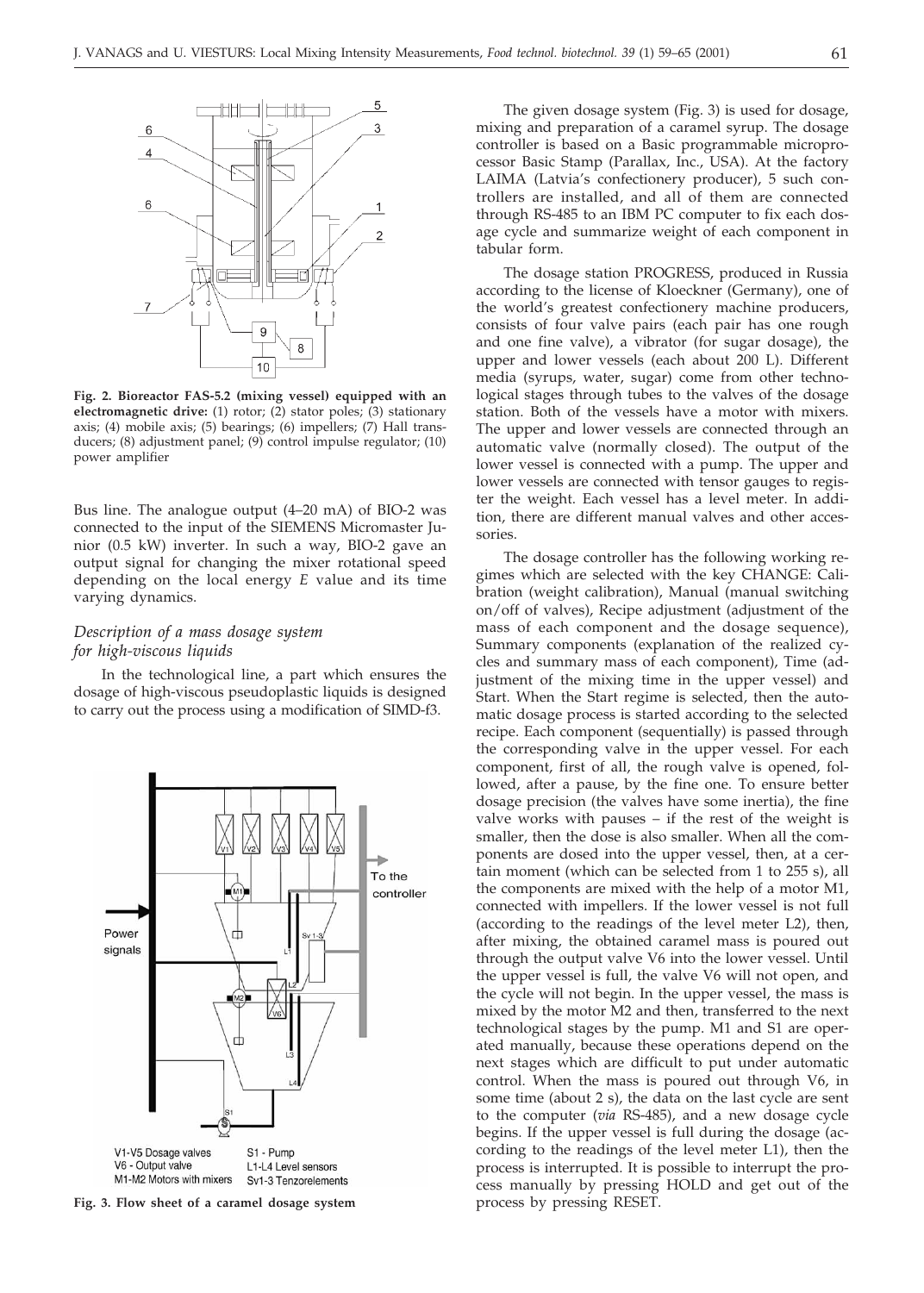**Fig. 2. Bioreactor FAS-5.2 (mixing vessel) equipped with an electromagnetic drive:** (1) rotor; (2) stator poles; (3) stationary axis; (4) mobile axis; (5) bearings; (6) impellers; (7) Hall transducers; (8) adjustment panel; (9) control impulse regulator; (10) power amplifier

Bus line. The analogue output (4–20 mA) of BIO-2 was connected to the input of the SIEMENS Micromaster Junior (0.5 kW) inverter. In such a way, BIO-2 gave an output signal for changing the mixer rotational speed depending on the local energy *E* value and its time varying dynamics.

### *Description of a mass dosage system for high-viscous liquids*

In the technological line, a part which ensures the dosage of high-viscous pseudoplastic liquids is designed to carry out the process using a modification of SIMD-f3.

**Fig. 3. Flow sheet of a caramel dosage system**

The given dosage system (Fig. 3) is used for dosage, mixing and preparation of a caramel syrup. The dosage controller is based on a Basic programmable microprocessor Basic Stamp (Parallax, Inc., USA). At the factory LAIMA (Latvia's confectionery producer), 5 such controllers are installed, and all of them are connected through RS-485 to an IBM PC computer to fix each dosage cycle and summarize weight of each component in tabular form.

The dosage station PROGRESS, produced in Russia according to the license of Kloeckner (Germany), one of the world's greatest confectionery machine producers, consists of four valve pairs (each pair has one rough and one fine valve), a vibrator (for sugar dosage), the upper and lower vessels (each about 200 L). Different media (syrups, water, sugar) come from other technological stages through tubes to the valves of the dosage station. Both of the vessels have a motor with mixers. The upper and lower vessels are connected through an automatic valve (normally closed). The output of the lower vessel is connected with a pump. The upper and lower vessels are connected with tensor gauges to register the weight. Each vessel has a level meter. In addition, there are different manual valves and other accessories.

The dosage controller has the following working regimes which are selected with the key CHANGE: Calibration (weight calibration), Manual (manual switching on/off of valves), Recipe adjustment (adjustment of the mass of each component and the dosage sequence), Summary components (explanation of the realized cycles and summary mass of each component), Time (adjustment of the mixing time in the upper vessel) and Start. When the Start regime is selected, then the automatic dosage process is started according to the selected recipe. Each component (sequentially) is passed through the corresponding valve in the upper vessel. For each component, first of all, the rough valve is opened, followed, after a pause, by the fine one. To ensure better dosage precision (the valves have some inertia), the fine valve works with pauses – if the rest of the weight is smaller, then the dose is also smaller. When all the components are dosed into the upper vessel, then, at a certain moment (which can be selected from 1 to 255 s), all the components are mixed with the help of a motor M1, connected with impellers. If the lower vessel is not full (according to the readings of the level meter L2), then, after mixing, the obtained caramel mass is poured out through the output valve V6 into the lower vessel. Until the upper vessel is full, the valve V6 will not open, and the cycle will not begin. In the upper vessel, the mass is mixed by the motor M2 and then, transferred to the next technological stages by the pump. M1 and S1 are operated manually, because these operations depend on the next stages which are difficult to put under automatic control. When the mass is poured out through V6, in some time (about 2 s), the data on the last cycle are sent to the computer (*via* RS-485), and a new dosage cycle begins. If the upper vessel is full during the dosage (according to the readings of the level meter L1), then the process is interrupted. It is possible to interrupt the process manually by pressing HOLD and get out of the process by pressing RESET.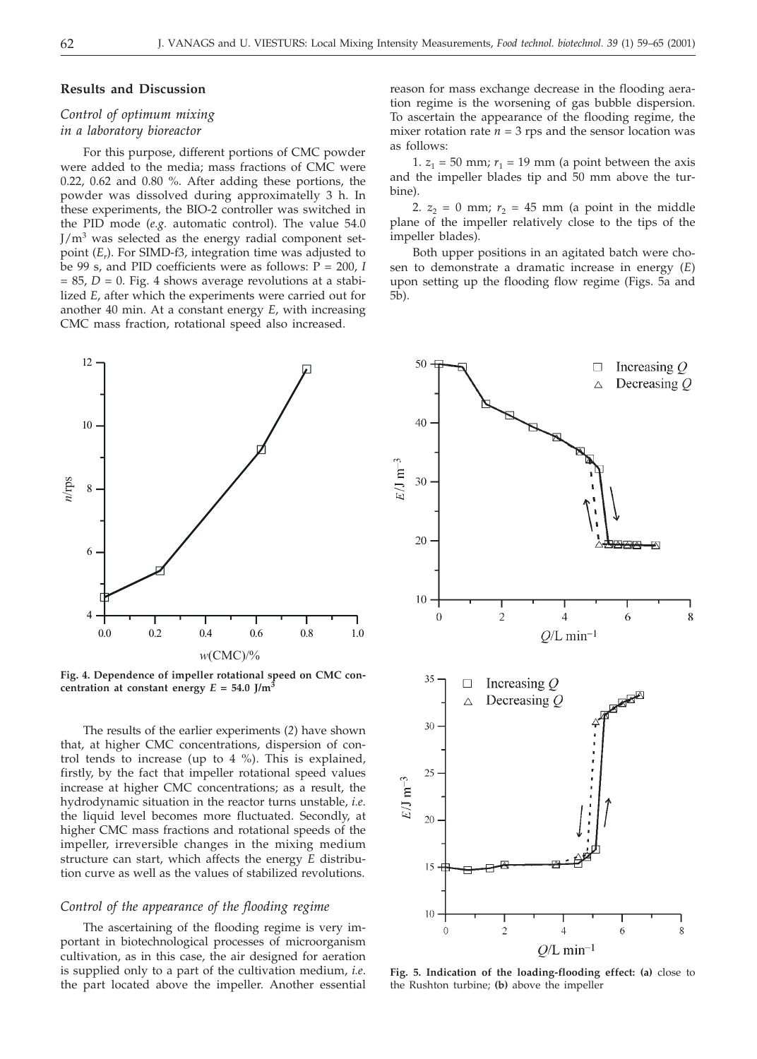## Results and Discussion

### Control of optimum mixing in a laboratory bioreactor

For this purpose, different portions of CMC powder were added to the media; mass fractions of CMC were 0.22, 0.62 and 0.80 %. After adding these portions, the powder was dissolved during approximatelly 3 h. In these experiments, the BIO-2 controller was switched in the PID mode (*e.g.* automatic control). The value 54.0 $J/m^3$ was selected as the energy radial component setpoint ($E_r$). For SIMD-f3, integration time was adjusted to be 99 s, and PID coefficients were as follows: P = 200, *I* = 85, *D* = 0. Fig. 4 shows average revolutions at a stabilized *E*, after which the experiments were carried out for another 40 min. At a constant energy *E*, with increasing CMC mass fraction, rotational speed also increased.

**Fig. 4. Dependence of impeller rotational speed on CMC concentration at constant energy $E = 54.0$ J/m$^3$**

The results of the earlier experiments (*2*) have shown that, at higher CMC concentrations, dispersion of control tends to increase (up to 4 %). This is explained, firstly, by the fact that impeller rotational speed values increase at higher CMC concentrations; as a result, the hydrodynamic situation in the reactor turns unstable, *i.e.* the liquid level becomes more fluctuated. Secondly, at higher CMC mass fractions and rotational speeds of the impeller, irreversible changes in the mixing medium structure can start, which affects the energy *E* distribution curve as well as the values of stabilized revolutions.

### Control of the appearance of the flooding regime

The ascertaining of the flooding regime is very important in biotechnological processes of microorganism cultivation, as in this case, the air designed for aeration is supplied only to a part of the cultivation medium, *i.e.* the part located above the impeller. Another essential reason for mass exchange decrease in the flooding aeration regime is the worsening of gas bubble dispersion. To ascertain the appearance of the flooding regime, the mixer rotation rate $n = 3$ rps and the sensor location was as follows:

1. $z_1 = 50$ mm; $r_1 = 19$ mm (a point between the axis and the impeller blades tip and 50 mm above the turbine).

2. $z_2 = 0$ mm; $r_2 = 45$ mm (a point in the middle plane of the impeller relatively close to the tips of the impeller blades).

Both upper positions in an agitated batch were chosen to demonstrate a dramatic increase in energy (*E*) upon setting up the flooding flow regime (Figs. 5a and 5b).

**Fig. 5. Indication of the loading-flooding effect: (a)** close to the Rushton turbine; **(b)** above the impeller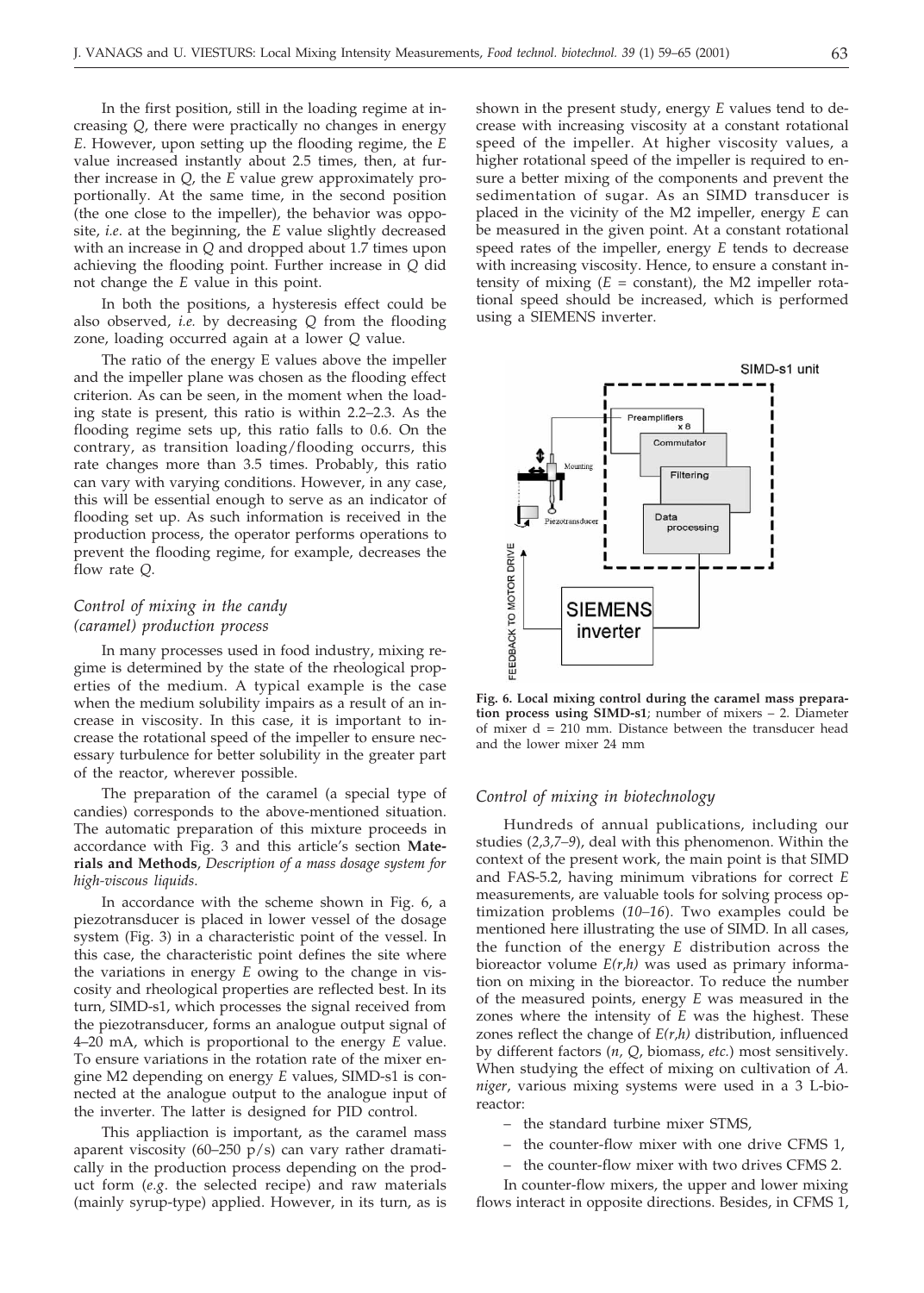In the first position, still in the loading regime at increasing $Q$, there were practically no changes in energy $E$. However, upon setting up the flooding regime, the $E$ value increased instantly about 2.5 times, then, at further increase in $Q$, the $E$ value grew approximately proportionally. At the same time, in the second position (the one close to the impeller), the behavior was opposite, *i.e.* at the beginning, the $E$ value slightly decreased with an increase in $Q$ and dropped about 1.7 times upon achieving the flooding point. Further increase in $Q$ did not change the $E$ value in this point.

In both the positions, a hysteresis effect could be also observed, *i.e.* by decreasing $Q$ from the flooding zone, loading occurred again at a lower $Q$ value.

The ratio of the energy E values above the impeller and the impeller plane was chosen as the flooding effect criterion. As can be seen, in the moment when the loading state is present, this ratio is within 2.2–2.3. As the flooding regime sets up, this ratio falls to 0.6. On the contrary, as transition loading/flooding occurrs, this rate changes more than 3.5 times. Probably, this ratio can vary with varying conditions. However, in any case, this will be essential enough to serve as an indicator of flooding set up. As such information is received in the production process, the operator performs operations to prevent the flooding regime, for example, decreases the flow rate $Q$.

### *Control of mixing in the candy (caramel) production process*

In many processes used in food industry, mixing regime is determined by the state of the rheological properties of the medium. A typical example is the case when the medium solubility impairs as a result of an increase in viscosity. In this case, it is important to increase the rotational speed of the impeller to ensure necessary turbulence for better solubility in the greater part of the reactor, wherever possible.

The preparation of the caramel (a special type of candies) corresponds to the above-mentioned situation. The automatic preparation of this mixture proceeds in accordance with Fig. 3 and this article's section **Materials and Methods**, *Description of a mass dosage system for high-viscous liquids*.

In accordance with the scheme shown in Fig. 6, a piezotransducer is placed in lower vessel of the dosage system (Fig. 3) in a characteristic point of the vessel. In this case, the characteristic point defines the site where the variations in energy $E$ owing to the change in viscosity and rheological properties are reflected best. In its turn, SIMD-s1, which processes the signal received from the piezotransducer, forms an analogue output signal of 4–20 mA, which is proportional to the energy $E$ value. To ensure variations in the rotation rate of the mixer engine M2 depending on energy $E$ values, SIMD-s1 is connected at the analogue output to the analogue input of the inverter. The latter is designed for PID control.

This appliaction is important, as the caramel mass aparent viscosity (60–250 p/s) can vary rather dramatically in the production process depending on the product form (*e.g.* the selected recipe) and raw materials (mainly syrup-type) applied. However, in its turn, as is shown in the present study, energy $E$ values tend to decrease with increasing viscosity at a constant rotational speed of the impeller. At higher viscosity values, a higher rotational speed of the impeller is required to ensure a better mixing of the components and prevent the sedimentation of sugar. As an SIMD transducer is placed in the vicinity of the M2 impeller, energy $E$ can be measured in the given point. At a constant rotational speed rates of the impeller, energy $E$ tends to decrease with increasing viscosity. Hence, to ensure a constant intensity of mixing ($E$ = constant), the M2 impeller rotational speed should be increased, which is performed using a SIEMENS inverter.

**Fig. 6. Local mixing control during the caramel mass preparation process using SIMD-s1**; number of mixers – 2. Diameter of mixer d = 210 mm. Distance between the transducer head and the lower mixer 24 mm

### *Control of mixing in biotechnology*

Hundreds of annual publications, including our studies (*2,3,7–9*), deal with this phenomenon. Within the context of the present work, the main point is that SIMD and FAS-5.2, having minimum vibrations for correct $E$ measurements, are valuable tools for solving process optimization problems (*10–16*). Two examples could be mentioned here illustrating the use of SIMD. In all cases, the function of the energy $E$ distribution across the bioreactor volume $E(r,h)$ was used as primary information on mixing in the bioreactor. To reduce the number of the measured points, energy $E$ was measured in the zones where the intensity of $E$ was the highest. These zones reflect the change of $E(r,h)$ distribution, influenced by different factors ($n$, $Q$, biomass, *etc.*) most sensitively. When studying the effect of mixing on cultivation of *A. niger*, various mixing systems were used in a 3 L-bioreactor:

- the standard turbine mixer STMS,
- the counter-flow mixer with one drive CFMS 1,
- the counter-flow mixer with two drives CFMS 2.

In counter-flow mixers, the upper and lower mixing flows interact in opposite directions. Besides, in CFMS 1,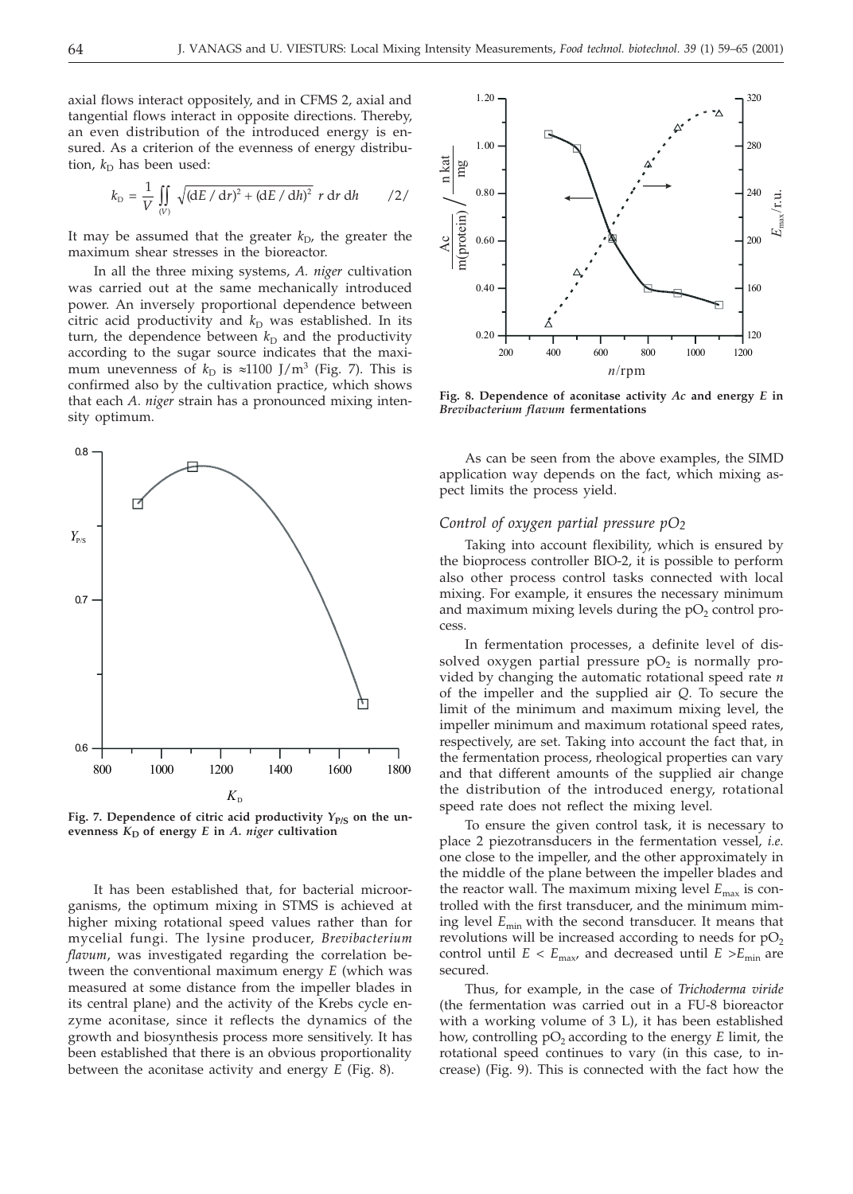axial flows interact oppositely, and in CFMS 2, axial and tangential flows interact in opposite directions. Thereby, an even distribution of the introduced energy is ensured. As a criterion of the evenness of energy distribution, $k_D$ has been used:

$$k_D = \frac{1}{V} \iint_{(V)} \sqrt{(dE/dr)^2 + (dE/dh)^2}\; r\, dr\, dh \qquad /2/$$

It may be assumed that the greater $k_D$, the greater the maximum shear stresses in the bioreactor.

In all the three mixing systems, *A. niger* cultivation was carried out at the same mechanically introduced power. An inversely proportional dependence between citric acid productivity and $k_D$ was established. In its turn, the dependence between $k_D$ and the productivity according to the sugar source indicates that the maximum unevenness of $k_D$ is ≈1100 J/m$^3$ (Fig. 7). This is confirmed also by the cultivation practice, which shows that each *A. niger* strain has a pronounced mixing intensity optimum.

**Fig. 7. Dependence of citric acid productivity $Y_{P/S}$ on the unevenness $K_D$ of energy $E$ in *A. niger* cultivation**

It has been established that, for bacterial microorganisms, the optimum mixing in STMS is achieved at higher mixing rotational speed values rather than for mycelial fungi. The lysine producer, *Brevibacterium flavum*, was investigated regarding the correlation between the conventional maximum energy $E$ (which was measured at some distance from the impeller blades in its central plane) and the activity of the Krebs cycle enzyme aconitase, since it reflects the dynamics of the growth and biosynthesis process more sensitively. It has been established that there is an obvious proportionality between the aconitase activity and energy $E$ (Fig. 8).

**Fig. 8. Dependence of aconitase activity $Ac$ and energy $E$ in *Brevibacterium flavum* fermentations**

As can be seen from the above examples, the SIMD application way depends on the fact, which mixing aspect limits the process yield.

### *Control of oxygen partial pressure $pO_2$*

Taking into account flexibility, which is ensured by the bioprocess controller BIO-2, it is possible to perform also other process control tasks connected with local mixing. For example, it ensures the necessary minimum and maximum mixing levels during the $pO_2$ control process.

In fermentation processes, a definite level of dissolved oxygen partial pressure $pO_2$ is normally provided by changing the automatic rotational speed rate $n$ of the impeller and the supplied air $Q$. To secure the limit of the minimum and maximum mixing level, the impeller minimum and maximum rotational speed rates, respectively, are set. Taking into account the fact that, in the fermentation process, rheological properties can vary and that different amounts of the supplied air change the distribution of the introduced energy, rotational speed rate does not reflect the mixing level.

To ensure the given control task, it is necessary to place 2 piezotransducers in the fermentation vessel, *i.e.* one close to the impeller, and the other approximately in the middle of the plane between the impeller blades and the reactor wall. The maximum mixing level $E_{max}$ is controlled with the first transducer, and the minimum mimimg level $E_{min}$ with the second transducer. It means that revolutions will be increased according to needs for $pO_2$ control until $E < E_{max}$, and decreased until $E > E_{min}$ are secured.

Thus, for example, in the case of *Trichoderma viride* (the fermentation was carried out in a FU-8 bioreactor with a working volume of 3 L), it has been established how, controlling $pO_2$ according to the energy $E$ limit, the rotational speed continues to vary (in this case, to increase) (Fig. 9). This is connected with the fact how the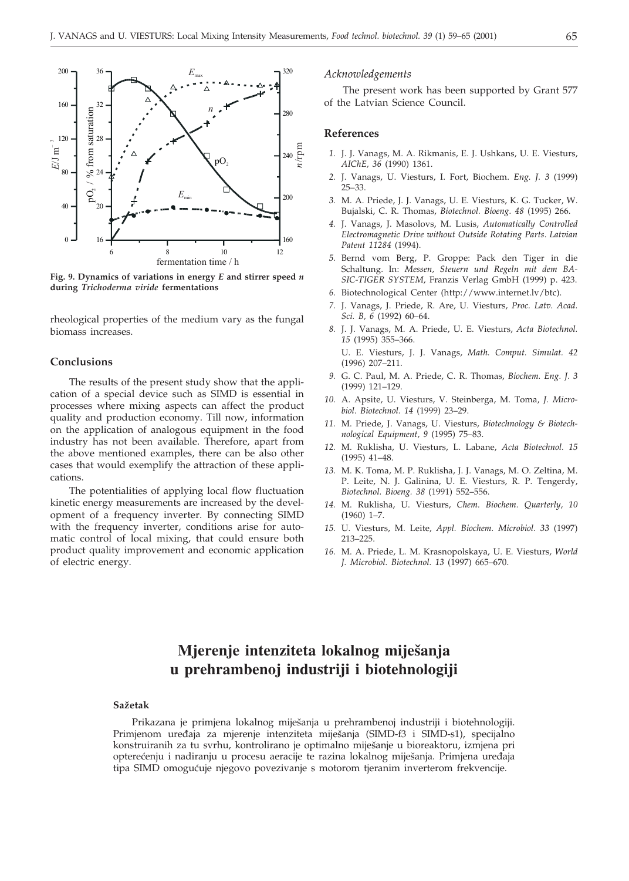200
160
120
80
40
0

36
32
28
24
20
16

320
280
240
200
160

$E$/J m$^{-3}$

$pO_2$ / % from saturation

$n$/rpm

$E_{max}$

$n$

$pO_2$

$E_{min}$

6 8 10 12

fermentation time / h

**Fig. 9. Dynamics of variations in energy $E$ and stirrer speed $n$ during *Trichoderma viride* fermentations**

rheological properties of the medium vary as the fungal biomass increases.

## Conclusions

The results of the present study show that the application of a special device such as SIMD is essential in processes where mixing aspects can affect the product quality and production economy. Till now, information on the application of analogous equipment in the food industry has not been available. Therefore, apart from the above mentioned examples, there can be also other cases that would exemplify the attraction of these applications.

The potentialities of applying local flow fluctuation kinetic energy measurements are increased by the development of a frequency inverter. By connecting SIMD with the frequency inverter, conditions arise for automatic control of local mixing, that could ensure both product quality improvement and economic application of electric energy.

### *Acknowledgements*

The present work has been supported by Grant 577 of the Latvian Science Council.

## References

1. J. J. Vanags, M. A. Rikmanis, E. J. Ushkans, U. E. Viesturs, *AIChE, 36* (1990) 1361.
2. J. Vanags, U. Viesturs, I. Fort, Biochem. *Eng. J. 3* (1999) 25–33.
3. M. A. Priede, J. J. Vanags, U. E. Viesturs, K. G. Tucker, W. Bujalski, C. R. Thomas, *Biotechnol. Bioeng. 48* (1995) 266.
4. J. Vanags, J. Masolovs, M. Lusis, *Automatically Controlled Electromagnetic Drive without Outside Rotating Parts. Latvian Patent 11284* (1994).
5. Bernd vom Berg, P. Groppe: Pack den Tiger in die Schaltung. In: *Messen, Steuern und Regeln mit dem BASIC-TIGER SYSTEM*, Franzis Verlag GmbH (1999) p. 423.
6. Biotechnological Center (http://www.internet.lv/btc).
7. J. Vanags, J. Priede, R. Are, U. Viesturs, *Proc. Latv. Acad. Sci. B, 6* (1992) 60–64.
8. J. J. Vanags, M. A. Priede, U. E. Viesturs, *Acta Biotechnol. 15* (1995) 355–366.
   U. E. Viesturs, J. J. Vanags, *Math. Comput. Simulat. 42* (1996) 207–211.
9. G. C. Paul, M. A. Priede, C. R. Thomas, *Biochem. Eng. J. 3* (1999) 121–129.
10. A. Apsite, U. Viesturs, V. Steinberga, M. Toma, *J. Microbiol. Biotechnol. 14* (1999) 23–29.
11. M. Priede, J. Vanags, U. Viesturs, *Biotechnology & Biotechnological Equipment, 9* (1995) 75–83.
12. M. Ruklisha, U. Viesturs, L. Labane, *Acta Biotechnol. 15* (1995) 41–48.
13. M. K. Toma, M. P. Ruklisha, J. J. Vanags, M. O. Zeltina, M. P. Leite, N. J. Galinina, U. E. Viesturs, R. P. Tengerdy, *Biotechnol. Bioeng. 38* (1991) 552–556.
14. M. Ruklisha, U. Viesturs, *Chem. Biochem. Quarterly, 10* (1960) 1–7.
15. U. Viesturs, M. Leite, *Appl. Biochem. Microbiol. 33* (1997) 213–225.
16. M. A. Priede, L. M. Krasnopolskaya, U. E. Viesturs, *World J. Microbiol. Biotechnol. 13* (1997) 665–670.

# Mjerenje intenziteta lokalnog miješanja u prehrambenoj industriji i biotehnologiji

### Sažetak

Prikazana je primjena lokalnog miješanja u prehrambenoj industriji i biotehnologiji. Primjenom uređaja za mjerenje intenziteta miješanja (SIMD-f3 i SIMD-s1), specijalno konstruiranih za tu svrhu, kontrolirano je optimalno miješanje u bioreaktoru, izmjena pri opterećenju i nadiranju u procesu aeracije te razina lokalnog miješanja. Primjena uređaja tipa SIMD omogućuje njegovo povezivanje s motorom tjeranim inverterom frekvencije.